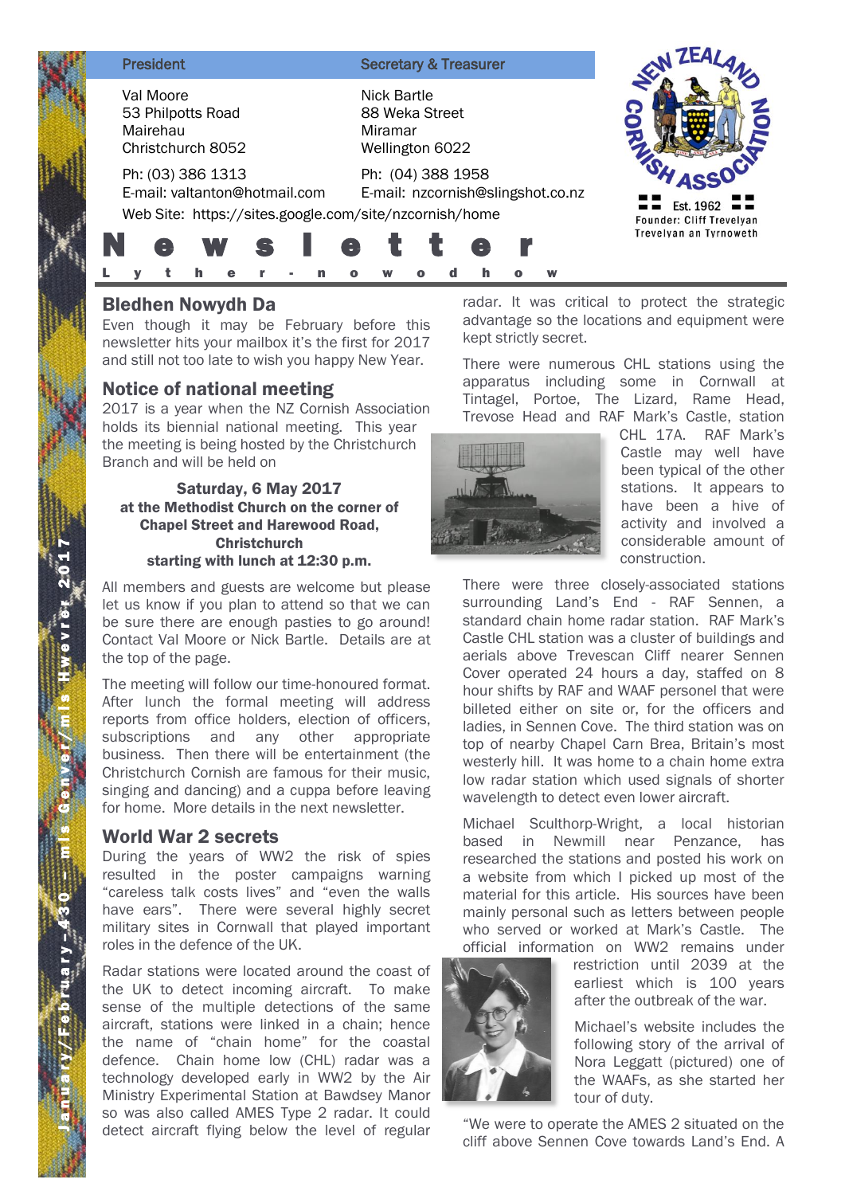| President | Secretary & Treasurer |
|---|---|
| Val Moore<br>53 Philpotts Road<br>Mairehau<br>Christchurch 8052 | Nick Bartle<br>88 Weka Street<br>Miramar<br>Wellington 6022 |
| Ph: (03) 386 1313<br>E-mail: valtanton@hotmail.com | Ph: (04) 388 1958<br>E-mail: nzcornish@slingshot.co.nz |

Web Site: https://sites.google.com/site/nzcornish/home

NEW ZEALAND CORNISH ASSOCIATION
Est. 1962
Founder: Cliff Trevelyan
Trevelyan an Tyrnoweth

# Newsletter

## Lyther-nowodhow

January/February–430 – mis Genver/mis Hwevrer 2017

## Bledhen Nowydh Da

Even though it may be February before this newsletter hits your mailbox it's the first for 2017 and still not too late to wish you happy New Year.

## Notice of national meeting

2017 is a year when the NZ Cornish Association holds its biennial national meeting. This year the meeting is being hosted by the Christchurch Branch and will be held on

**Saturday, 6 May 2017**
**at the Methodist Church on the corner of Chapel Street and Harewood Road, Christchurch**
**starting with lunch at 12:30 p.m.**

All members and guests are welcome but please let us know if you plan to attend so that we can be sure there are enough pasties to go around! Contact Val Moore or Nick Bartle. Details are at the top of the page.

The meeting will follow our time-honoured format. After lunch the formal meeting will address reports from office holders, election of officers, subscriptions and any other appropriate business. Then there will be entertainment (the Christchurch Cornish are famous for their music, singing and dancing) and a cuppa before leaving for home. More details in the next newsletter.

## World War 2 secrets

During the years of WW2 the risk of spies resulted in the poster campaigns warning "careless talk costs lives" and "even the walls have ears". There were several highly secret military sites in Cornwall that played important roles in the defence of the UK.

Radar stations were located around the coast of the UK to detect incoming aircraft. To make sense of the multiple detections of the same aircraft, stations were linked in a chain; hence the name of "chain home" for the coastal defence. Chain home low (CHL) radar was a technology developed early in WW2 by the Air Ministry Experimental Station at Bawdsey Manor so was also called AMES Type 2 radar. It could detect aircraft flying below the level of regular radar. It was critical to protect the strategic advantage so the locations and equipment were kept strictly secret.

There were numerous CHL stations using the apparatus including some in Cornwall at Tintagel, Portoe, The Lizard, Rame Head, Trevose Head and RAF Mark's Castle, station CHL 17A. RAF Mark's Castle may well have been typical of the other stations. It appears to have been a hive of activity and involved a considerable amount of construction.

There were three closely-associated stations surrounding Land's End - RAF Sennen, a standard chain home radar station. RAF Mark's Castle CHL station was a cluster of buildings and aerials above Trevescan Cliff nearer Sennen Cover operated 24 hours a day, staffed on 8 hour shifts by RAF and WAAF personel that were billeted either on site or, for the officers and ladies, in Sennen Cove. The third station was on top of nearby Chapel Carn Brea, Britain's most westerly hill. It was home to a chain home extra low radar station which used signals of shorter wavelength to detect even lower aircraft.

Michael Sculthorp-Wright, a local historian based in Newmill near Penzance, has researched the stations and posted his work on a website from which I picked up most of the material for this article. His sources have been mainly personal such as letters between people who served or worked at Mark's Castle. The official information on WW2 remains under restriction until 2039 at the earliest which is 100 years after the outbreak of the war.

Michael's website includes the following story of the arrival of Nora Leggatt (pictured) one of the WAAFs, as she started her tour of duty.

"We were to operate the AMES 2 situated on the cliff above Sennen Cove towards Land's End. A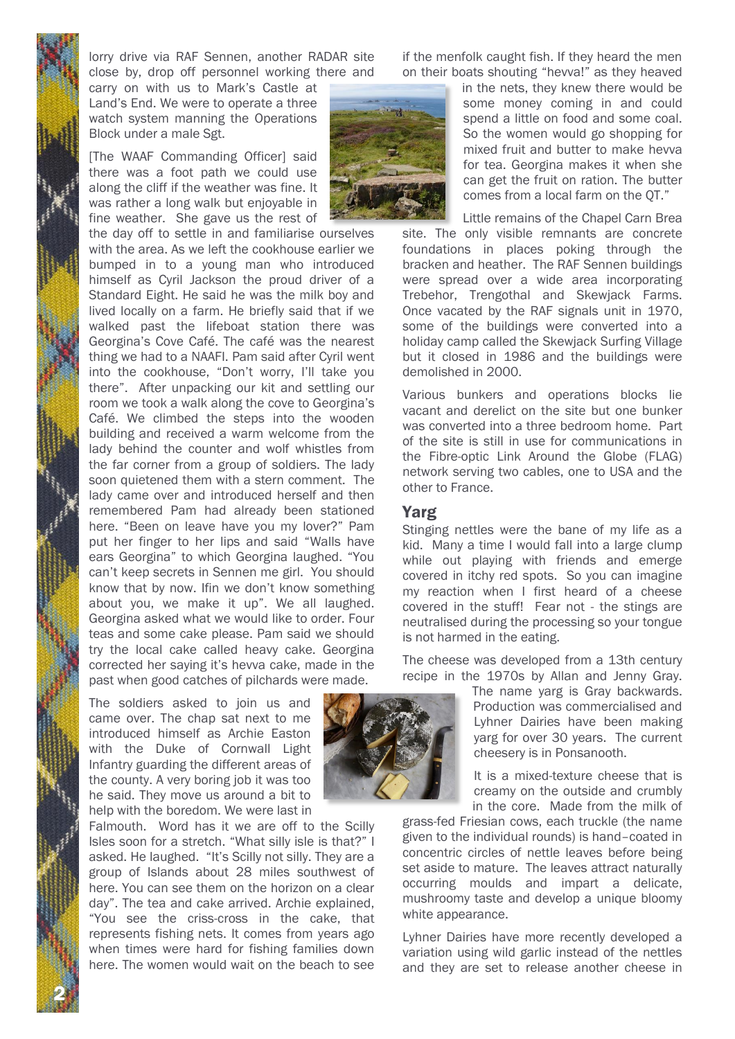lorry drive via RAF Sennen, another RADAR site close by, drop off personnel working there and carry on with us to Mark's Castle at Land's End. We were to operate a three watch system manning the Operations Block under a male Sgt.

[The WAAF Commanding Officer] said there was a foot path we could use along the cliff if the weather was fine. It was rather a long walk but enjoyable in fine weather. She gave us the rest of the day off to settle in and familiarise ourselves with the area. As we left the cookhouse earlier we bumped in to a young man who introduced himself as Cyril Jackson the proud driver of a Standard Eight. He said he was the milk boy and lived locally on a farm. He briefly said that if we walked past the lifeboat station there was Georgina's Cove Café. The café was the nearest thing we had to a NAAFI. Pam said after Cyril went into the cookhouse, "Don't worry, I'll take you there". After unpacking our kit and settling our room we took a walk along the cove to Georgina's Café. We climbed the steps into the wooden building and received a warm welcome from the lady behind the counter and wolf whistles from the far corner from a group of soldiers. The lady soon quietened them with a stern comment. The lady came over and introduced herself and then remembered Pam had already been stationed here. "Been on leave have you my lover?" Pam put her finger to her lips and said "Walls have ears Georgina" to which Georgina laughed. "You can't keep secrets in Sennen me girl. You should know that by now. Ifin we don't know something about you, we make it up". We all laughed. Georgina asked what we would like to order. Four teas and some cake please. Pam said we should try the local cake called heavy cake. Georgina corrected her saying it's hevva cake, made in the past when good catches of pilchards were made.

The soldiers asked to join us and came over. The chap sat next to me introduced himself as Archie Easton with the Duke of Cornwall Light Infantry guarding the different areas of the county. A very boring job it was too he said. They move us around a bit to help with the boredom. We were last in Falmouth. Word has it we are off to the Scilly Isles soon for a stretch. "What silly isle is that?" I asked. He laughed. "It's Scilly not silly. They are a group of Islands about 28 miles southwest of here. You can see them on the horizon on a clear day". The tea and cake arrived. Archie explained, "You see the criss-cross in the cake, that represents fishing nets. It comes from years ago when times were hard for fishing families down here. The women would wait on the beach to see if the menfolk caught fish. If they heard the men on their boats shouting "hevva!" as they heaved in the nets, they knew there would be some money coming in and could spend a little on food and some coal. So the women would go shopping for mixed fruit and butter to make hevva for tea. Georgina makes it when she can get the fruit on ration. The butter comes from a local farm on the QT."

Little remains of the Chapel Carn Brea site. The only visible remnants are concrete foundations in places poking through the bracken and heather. The RAF Sennen buildings were spread over a wide area incorporating Trebehor, Trengothal and Skewjack Farms. Once vacated by the RAF signals unit in 1970, some of the buildings were converted into a holiday camp called the Skewjack Surfing Village but it closed in 1986 and the buildings were demolished in 2000.

Various bunkers and operations blocks lie vacant and derelict on the site but one bunker was converted into a three bedroom home. Part of the site is still in use for communications in the Fibre-optic Link Around the Globe (FLAG) network serving two cables, one to USA and the other to France.

## Yarg

Stinging nettles were the bane of my life as a kid. Many a time I would fall into a large clump while out playing with friends and emerge covered in itchy red spots. So you can imagine my reaction when I first heard of a cheese covered in the stuff! Fear not - the stings are neutralised during the processing so your tongue is not harmed in the eating.

The cheese was developed from a 13th century recipe in the 1970s by Allan and Jenny Gray. The name yarg is Gray backwards. Production was commercialised and Lyhner Dairies have been making yarg for over 30 years. The current cheesery is in Ponsanooth.

It is a mixed-texture cheese that is creamy on the outside and crumbly in the core. Made from the milk of grass-fed Friesian cows, each truckle (the name given to the individual rounds) is hand–coated in concentric circles of nettle leaves before being set aside to mature. The leaves attract naturally occurring moulds and impart a delicate, mushroomy taste and develop a unique bloomy white appearance.

Lyhner Dairies have more recently developed a variation using wild garlic instead of the nettles and they are set to release another cheese in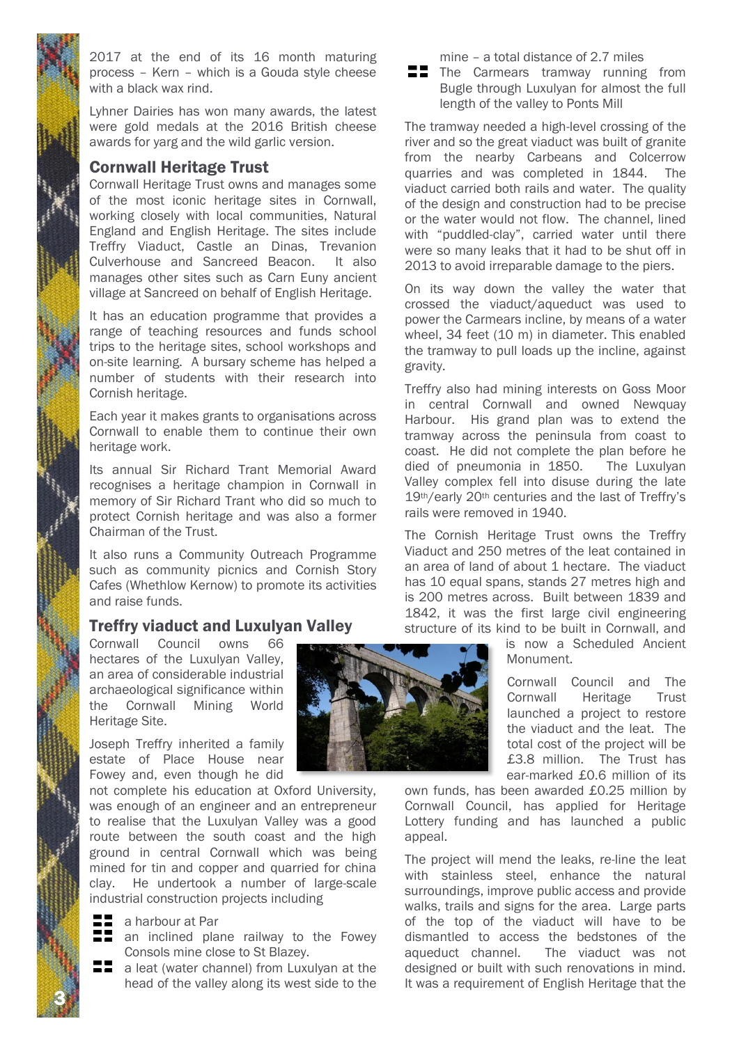2017 at the end of its 16 month maturing process – Kern – which is a Gouda style cheese with a black wax rind.

Lyhner Dairies has won many awards, the latest were gold medals at the 2016 British cheese awards for yarg and the wild garlic version.

## Cornwall Heritage Trust

Cornwall Heritage Trust owns and manages some of the most iconic heritage sites in Cornwall, working closely with local communities, Natural England and English Heritage. The sites include Treffry Viaduct, Castle an Dinas, Trevanion Culverhouse and Sancreed Beacon. It also manages other sites such as Carn Euny ancient village at Sancreed on behalf of English Heritage.

It has an education programme that provides a range of teaching resources and funds school trips to the heritage sites, school workshops and on-site learning. A bursary scheme has helped a number of students with their research into Cornish heritage.

Each year it makes grants to organisations across Cornwall to enable them to continue their own heritage work.

Its annual Sir Richard Trant Memorial Award recognises a heritage champion in Cornwall in memory of Sir Richard Trant who did so much to protect Cornish heritage and was also a former Chairman of the Trust.

It also runs a Community Outreach Programme such as community picnics and Cornish Story Cafes (Whethlow Kernow) to promote its activities and raise funds.

## Treffry viaduct and Luxulyan Valley

Cornwall Council owns 66 hectares of the Luxulyan Valley, an area of considerable industrial archaeological significance within the Cornwall Mining World Heritage Site.

Joseph Treffry inherited a family estate of Place House near Fowey and, even though he did not complete his education at Oxford University, was enough of an engineer and an entrepreneur to realise that the Luxulyan Valley was a good route between the south coast and the high ground in central Cornwall which was being mined for tin and copper and quarried for china clay. He undertook a number of large-scale industrial construction projects including

- a harbour at Par
- an inclined plane railway to the Fowey Consols mine close to St Blazey.
- a leat (water channel) from Luxulyan at the head of the valley along its west side to the mine – a total distance of 2.7 miles
- The Carmears tramway running from Bugle through Luxulyan for almost the full length of the valley to Ponts Mill

The tramway needed a high-level crossing of the river and so the great viaduct was built of granite from the nearby Carbeans and Colcerrow quarries and was completed in 1844. The viaduct carried both rails and water. The quality of the design and construction had to be precise or the water would not flow. The channel, lined with "puddled-clay", carried water until there were so many leaks that it had to be shut off in 2013 to avoid irreparable damage to the piers.

On its way down the valley the water that crossed the viaduct/aqueduct was used to power the Carmears incline, by means of a water wheel, 34 feet (10 m) in diameter. This enabled the tramway to pull loads up the incline, against gravity.

Treffry also had mining interests on Goss Moor in central Cornwall and owned Newquay Harbour. His grand plan was to extend the tramway across the peninsula from coast to coast. He did not complete the plan before he died of pneumonia in 1850. The Luxulyan Valley complex fell into disuse during the late 19th/early 20th centuries and the last of Treffry's rails were removed in 1940.

The Cornish Heritage Trust owns the Treffry Viaduct and 250 metres of the leat contained in an area of land of about 1 hectare. The viaduct has 10 equal spans, stands 27 metres high and is 200 metres across. Built between 1839 and 1842, it was the first large civil engineering structure of its kind to be built in Cornwall, and is now a Scheduled Ancient Monument.

Cornwall Council and The Cornwall Heritage Trust launched a project to restore the viaduct and the leat. The total cost of the project will be £3.8 million. The Trust has ear-marked £0.6 million of its own funds, has been awarded £0.25 million by Cornwall Council, has applied for Heritage Lottery funding and has launched a public appeal.

The project will mend the leaks, re-line the leat with stainless steel, enhance the natural surroundings, improve public access and provide walks, trails and signs for the area. Large parts of the top of the viaduct will have to be dismantled to access the bedstones of the aqueduct channel. The viaduct was not designed or built with such renovations in mind. It was a requirement of English Heritage that the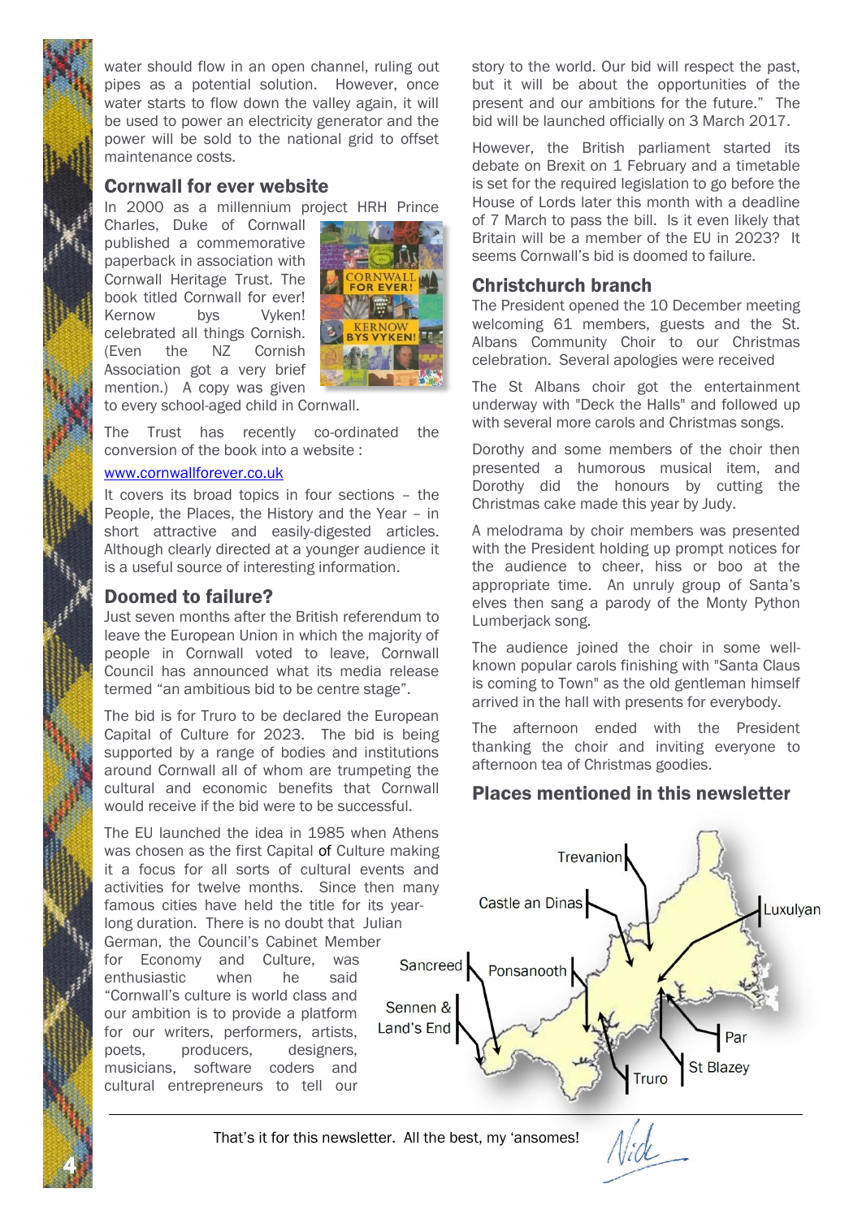water should flow in an open channel, ruling out pipes as a potential solution. However, once water starts to flow down the valley again, it will be used to power an electricity generator and the power will be sold to the national grid to offset maintenance costs.

## Cornwall for ever website

In 2000 as a millennium project HRH Prince Charles, Duke of Cornwall published a commemorative paperback in association with Cornwall Heritage Trust. The book titled Cornwall for ever! Kernow bys Vyken! celebrated all things Cornish. (Even the NZ Cornish Association got a very brief mention.) A copy was given to every school-aged child in Cornwall.

The Trust has recently co-ordinated the conversion of the book into a website :

www.cornwallforever.co.uk

It covers its broad topics in four sections – the People, the Places, the History and the Year – in short attractive and easily-digested articles. Although clearly directed at a younger audience it is a useful source of interesting information.

## Doomed to failure?

Just seven months after the British referendum to leave the European Union in which the majority of people in Cornwall voted to leave, Cornwall Council has announced what its media release termed "an ambitious bid to be centre stage".

The bid is for Truro to be declared the European Capital of Culture for 2023. The bid is being supported by a range of bodies and institutions around Cornwall all of whom are trumpeting the cultural and economic benefits that Cornwall would receive if the bid were to be successful.

The EU launched the idea in 1985 when Athens was chosen as the first Capital of Culture making it a focus for all sorts of cultural events and activities for twelve months. Since then many famous cities have held the title for its year-long duration. There is no doubt that Julian German, the Council's Cabinet Member for Economy and Culture, was enthusiastic when he said "Cornwall's culture is world class and our ambition is to provide a platform for our writers, performers, artists, poets, producers, designers, musicians, software coders and cultural entrepreneurs to tell our story to the world. Our bid will respect the past, but it will be about the opportunities of the present and our ambitions for the future." The bid will be launched officially on 3 March 2017.

However, the British parliament started its debate on Brexit on 1 February and a timetable is set for the required legislation to go before the House of Lords later this month with a deadline of 7 March to pass the bill. Is it even likely that Britain will be a member of the EU in 2023? It seems Cornwall's bid is doomed to failure.

## Christchurch branch

The President opened the 10 December meeting welcoming 61 members, guests and the St. Albans Community Choir to our Christmas celebration. Several apologies were received

The St Albans choir got the entertainment underway with "Deck the Halls" and followed up with several more carols and Christmas songs.

Dorothy and some members of the choir then presented a humorous musical item, and Dorothy did the honours by cutting the Christmas cake made this year by Judy.

A melodrama by choir members was presented with the President holding up prompt notices for the audience to cheer, hiss or boo at the appropriate time. An unruly group of Santa's elves then sang a parody of the Monty Python Lumberjack song.

The audience joined the choir in some well-known popular carols finishing with "Santa Claus is coming to Town" as the old gentleman himself arrived in the hall with presents for everybody.

The afternoon ended with the President thanking the choir and inviting everyone to afternoon tea of Christmas goodies.

## Places mentioned in this newsletter

Trevanion
Castle an Dinas
Luxulyan
Sancreed
Ponsanooth
Sennen & Land's End
Par
St Blazey
Truro

That's it for this newsletter. All the best, my 'ansomes!

Nick